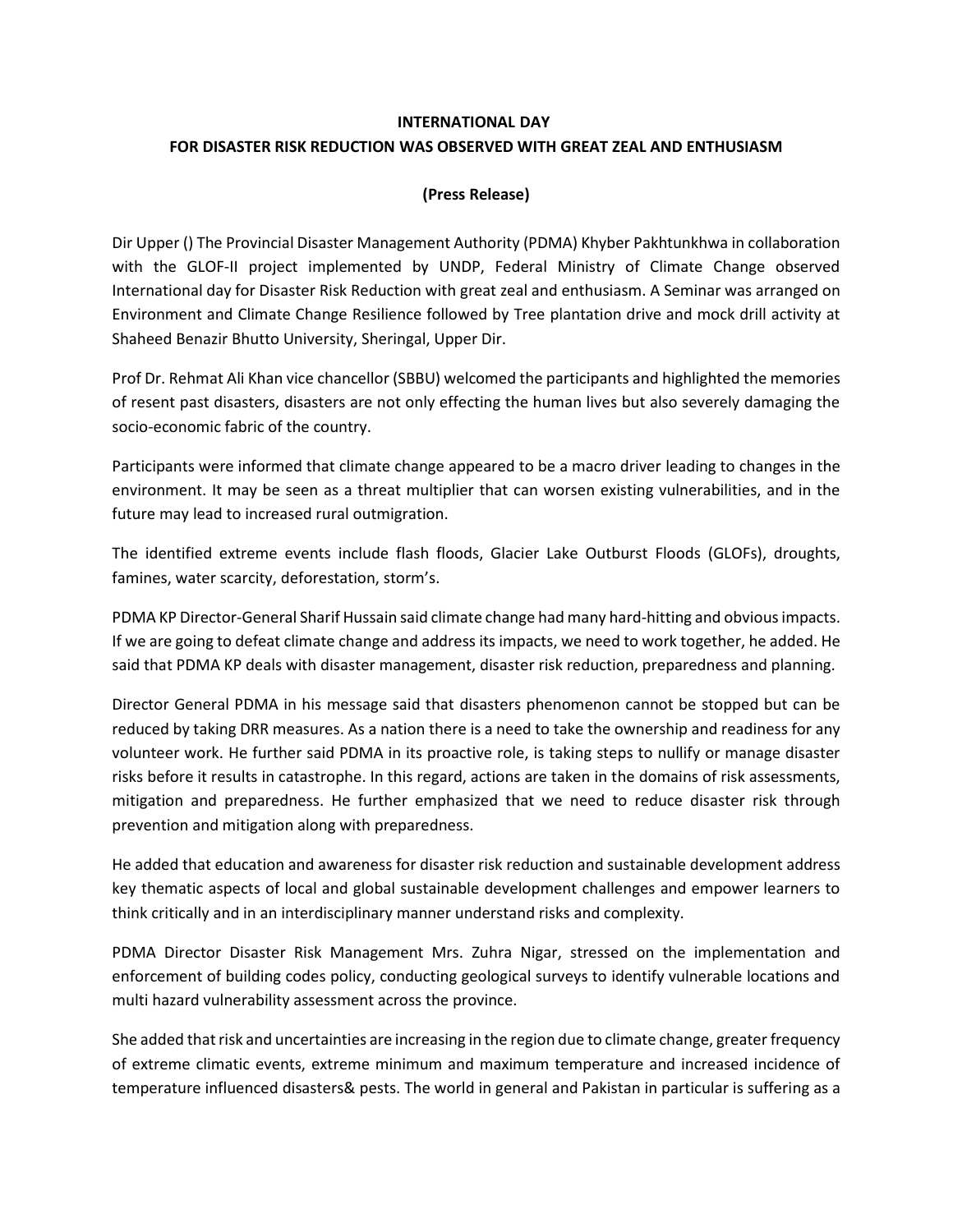**INTERNATIONAL DAY**

**FOR DISASTER RISK REDUCTION WAS OBSERVED WITH GREAT ZEAL AND ENTHUSIASM**

**(Press Release)**

Dir Upper () The Provincial Disaster Management Authority (PDMA) Khyber Pakhtunkhwa in collaboration with the GLOF-II project implemented by UNDP, Federal Ministry of Climate Change observed International day for Disaster Risk Reduction with great zeal and enthusiasm. A Seminar was arranged on Environment and Climate Change Resilience followed by Tree plantation drive and mock drill activity at Shaheed Benazir Bhutto University, Sheringal, Upper Dir.

Prof Dr. Rehmat Ali Khan vice chancellor (SBBU) welcomed the participants and highlighted the memories of resent past disasters, disasters are not only effecting the human lives but also severely damaging the socio-economic fabric of the country.

Participants were informed that climate change appeared to be a macro driver leading to changes in the environment. It may be seen as a threat multiplier that can worsen existing vulnerabilities, and in the future may lead to increased rural outmigration.

The identified extreme events include flash floods, Glacier Lake Outburst Floods (GLOFs), droughts, famines, water scarcity, deforestation, storm's.

PDMA KP Director-General Sharif Hussain said climate change had many hard-hitting and obvious impacts. If we are going to defeat climate change and address its impacts, we need to work together, he added. He said that PDMA KP deals with disaster management, disaster risk reduction, preparedness and planning.

Director General PDMA in his message said that disasters phenomenon cannot be stopped but can be reduced by taking DRR measures. As a nation there is a need to take the ownership and readiness for any volunteer work. He further said PDMA in its proactive role, is taking steps to nullify or manage disaster risks before it results in catastrophe. In this regard, actions are taken in the domains of risk assessments, mitigation and preparedness. He further emphasized that we need to reduce disaster risk through prevention and mitigation along with preparedness.

He added that education and awareness for disaster risk reduction and sustainable development address key thematic aspects of local and global sustainable development challenges and empower learners to think critically and in an interdisciplinary manner understand risks and complexity.

PDMA Director Disaster Risk Management Mrs. Zuhra Nigar, stressed on the implementation and enforcement of building codes policy, conducting geological surveys to identify vulnerable locations and multi hazard vulnerability assessment across the province.

She added that risk and uncertainties are increasing in the region due to climate change, greater frequency of extreme climatic events, extreme minimum and maximum temperature and increased incidence of temperature influenced disasters& pests. The world in general and Pakistan in particular is suffering as a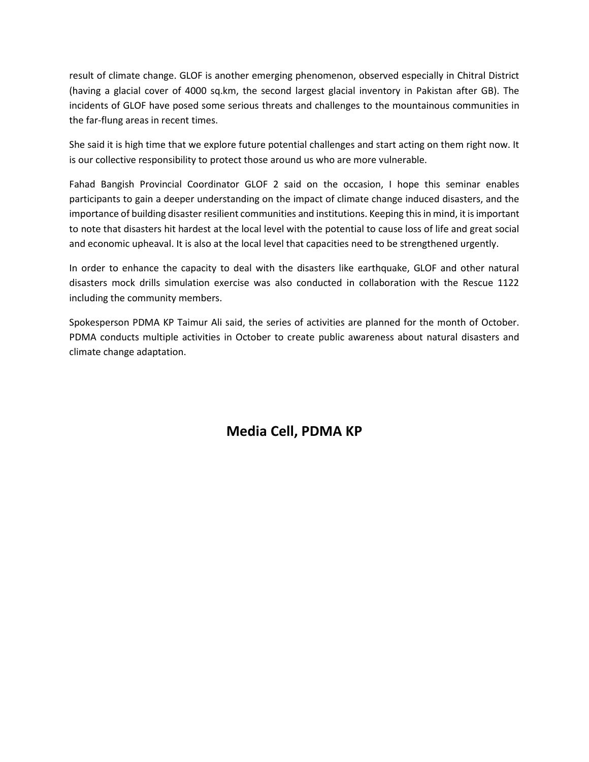result of climate change. GLOF is another emerging phenomenon, observed especially in Chitral District (having a glacial cover of 4000 sq.km, the second largest glacial inventory in Pakistan after GB). The incidents of GLOF have posed some serious threats and challenges to the mountainous communities in the far-flung areas in recent times.

She said it is high time that we explore future potential challenges and start acting on them right now. It is our collective responsibility to protect those around us who are more vulnerable.

Fahad Bangish Provincial Coordinator GLOF 2 said on the occasion, I hope this seminar enables participants to gain a deeper understanding on the impact of climate change induced disasters, and the importance of building disaster resilient communities and institutions. Keeping this in mind, it is important to note that disasters hit hardest at the local level with the potential to cause loss of life and great social and economic upheaval. It is also at the local level that capacities need to be strengthened urgently.

In order to enhance the capacity to deal with the disasters like earthquake, GLOF and other natural disasters mock drills simulation exercise was also conducted in collaboration with the Rescue 1122 including the community members.

Spokesperson PDMA KP Taimur Ali said, the series of activities are planned for the month of October. PDMA conducts multiple activities in October to create public awareness about natural disasters and climate change adaptation.

**Media Cell, PDMA KP**